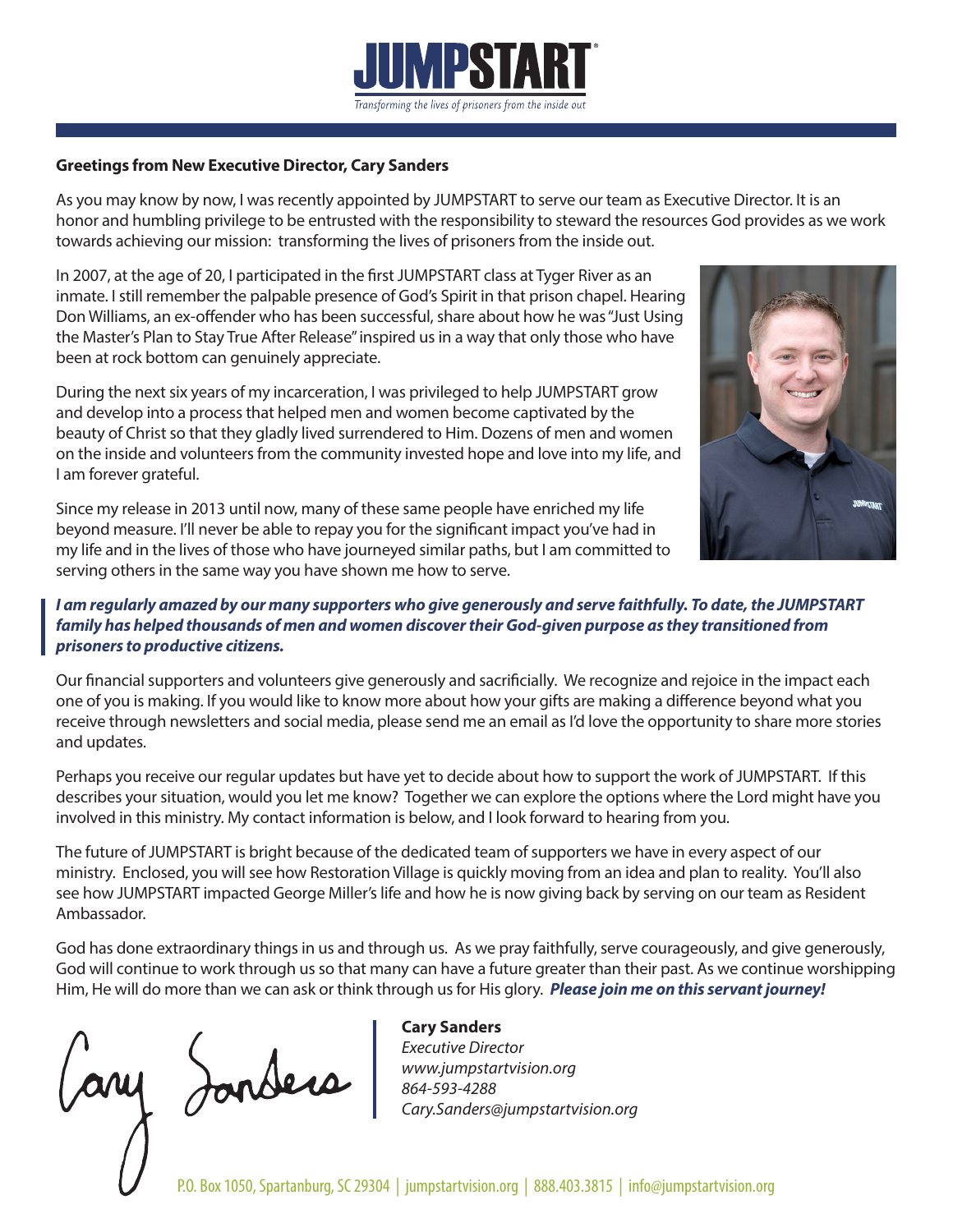# JUMPSTART

*Transforming the lives of prisoners from the inside out*

**Greetings from New Executive Director, Cary Sanders**

As you may know by now, I was recently appointed by JUMPSTART to serve our team as Executive Director. It is an honor and humbling privilege to be entrusted with the responsibility to steward the resources God provides as we work towards achieving our mission: transforming the lives of prisoners from the inside out.

In 2007, at the age of 20, I participated in the first JUMPSTART class at Tyger River as an inmate. I still remember the palpable presence of God's Spirit in that prison chapel. Hearing Don Williams, an ex-offender who has been successful, share about how he was "Just Using the Master's Plan to Stay True After Release" inspired us in a way that only those who have been at rock bottom can genuinely appreciate.

During the next six years of my incarceration, I was privileged to help JUMPSTART grow and develop into a process that helped men and women become captivated by the beauty of Christ so that they gladly lived surrendered to Him. Dozens of men and women on the inside and volunteers from the community invested hope and love into my life, and I am forever grateful.

Since my release in 2013 until now, many of these same people have enriched my life beyond measure. I'll never be able to repay you for the significant impact you've had in my life and in the lives of those who have journeyed similar paths, but I am committed to serving others in the same way you have shown me how to serve.

> ***I am regularly amazed by our many supporters who give generously and serve faithfully. To date, the JUMPSTART family has helped thousands of men and women discover their God-given purpose as they transitioned from prisoners to productive citizens.***

Our financial supporters and volunteers give generously and sacrificially. We recognize and rejoice in the impact each one of you is making. If you would like to know more about how your gifts are making a difference beyond what you receive through newsletters and social media, please send me an email as I'd love the opportunity to share more stories and updates.

Perhaps you receive our regular updates but have yet to decide about how to support the work of JUMPSTART. If this describes your situation, would you let me know? Together we can explore the options where the Lord might have you involved in this ministry. My contact information is below, and I look forward to hearing from you.

The future of JUMPSTART is bright because of the dedicated team of supporters we have in every aspect of our ministry. Enclosed, you will see how Restoration Village is quickly moving from an idea and plan to reality. You'll also see how JUMPSTART impacted George Miller's life and how he is now giving back by serving on our team as Resident Ambassador.

God has done extraordinary things in us and through us. As we pray faithfully, serve courageously, and give generously, God will continue to work through us so that many can have a future greater than their past. As we continue worshipping Him, He will do more than we can ask or think through us for His glory. ***Please join me on this servant journey!***

Cary Sanders

**Cary Sanders**
*Executive Director*
*www.jumpstartvision.org*
*864-593-4288*
*Cary.Sanders@jumpstartvision.org*

P.O. Box 1050, Spartanburg, SC 29304 | jumpstartvision.org | 888.403.3815 | info@jumpstartvision.org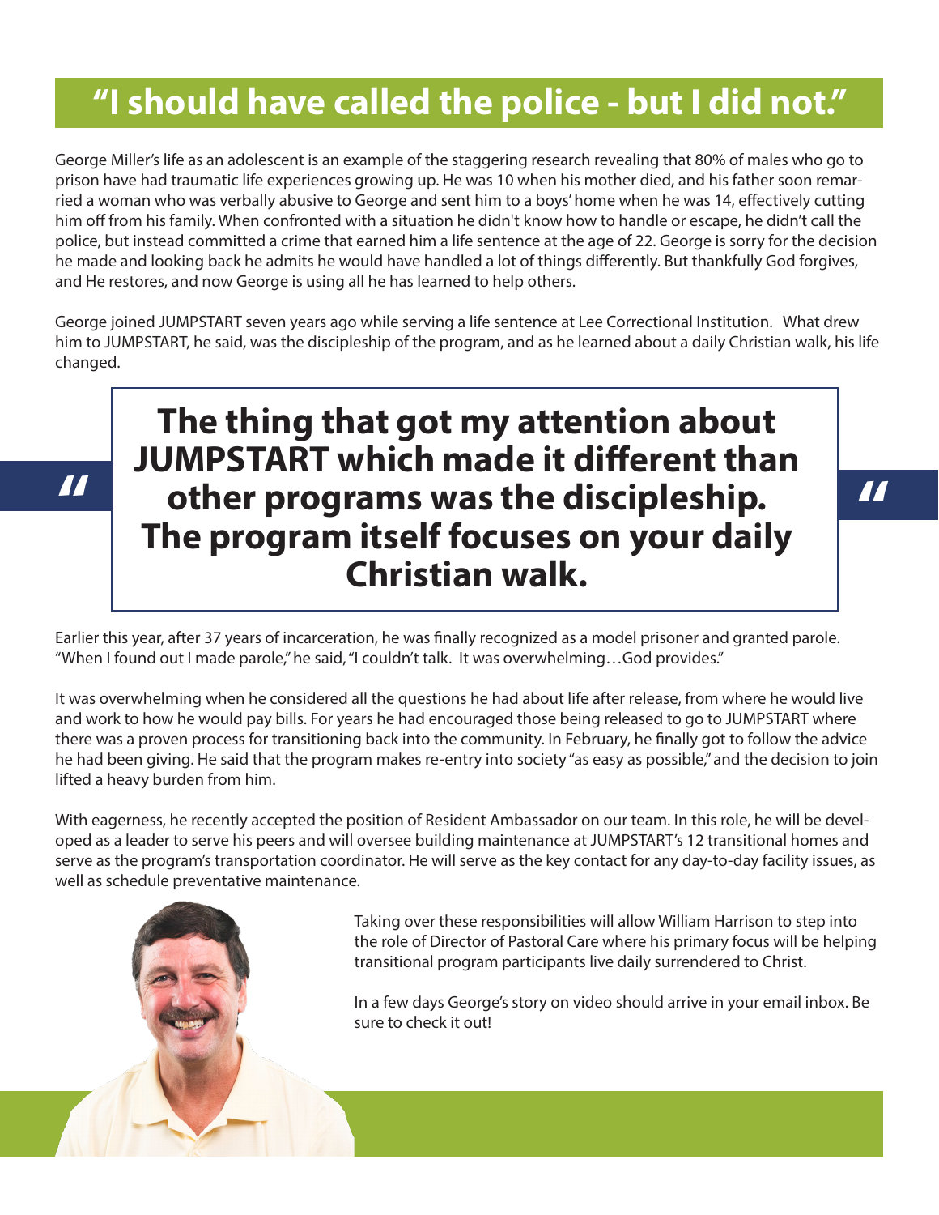# "I should have called the police - but I did not."

George Miller's life as an adolescent is an example of the staggering research revealing that 80% of males who go to prison have had traumatic life experiences growing up. He was 10 when his mother died, and his father soon remarried a woman who was verbally abusive to George and sent him to a boys' home when he was 14, effectively cutting him off from his family. When confronted with a situation he didn't know how to handle or escape, he didn't call the police, but instead committed a crime that earned him a life sentence at the age of 22. George is sorry for the decision he made and looking back he admits he would have handled a lot of things differently. But thankfully God forgives, and He restores, and now George is using all he has learned to help others.

George joined JUMPSTART seven years ago while serving a life sentence at Lee Correctional Institution. What drew him to JUMPSTART, he said, was the discipleship of the program, and as he learned about a daily Christian walk, his life changed.

> **"The thing that got my attention about JUMPSTART which made it different than other programs was the discipleship. The program itself focuses on your daily Christian walk."**

Earlier this year, after 37 years of incarceration, he was finally recognized as a model prisoner and granted parole. "When I found out I made parole," he said, "I couldn't talk. It was overwhelming…God provides."

It was overwhelming when he considered all the questions he had about life after release, from where he would live and work to how he would pay bills. For years he had encouraged those being released to go to JUMPSTART where there was a proven process for transitioning back into the community. In February, he finally got to follow the advice he had been giving. He said that the program makes re-entry into society "as easy as possible," and the decision to join lifted a heavy burden from him.

With eagerness, he recently accepted the position of Resident Ambassador on our team. In this role, he will be developed as a leader to serve his peers and will oversee building maintenance at JUMPSTART's 12 transitional homes and serve as the program's transportation coordinator. He will serve as the key contact for any day-to-day facility issues, as well as schedule preventative maintenance.

Taking over these responsibilities will allow William Harrison to step into the role of Director of Pastoral Care where his primary focus will be helping transitional program participants live daily surrendered to Christ.

In a few days George's story on video should arrive in your email inbox. Be sure to check it out!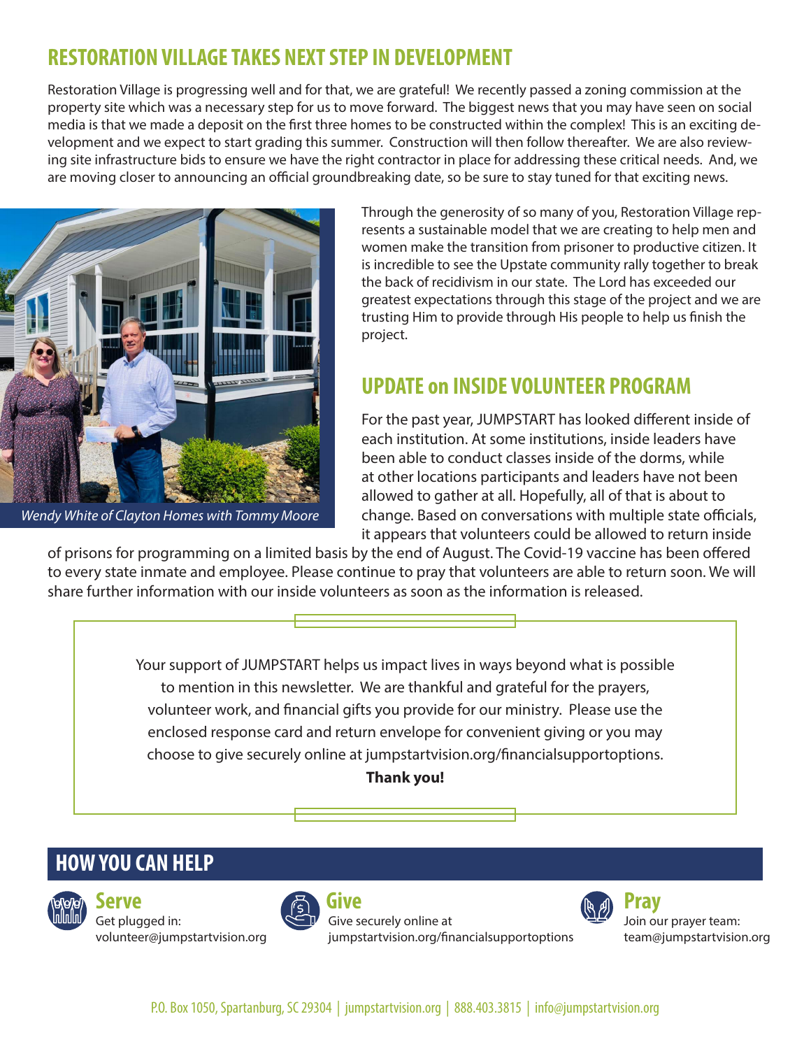## RESTORATION VILLAGE TAKES NEXT STEP IN DEVELOPMENT

Restoration Village is progressing well and for that, we are grateful! We recently passed a zoning commission at the property site which was a necessary step for us to move forward. The biggest news that you may have seen on social media is that we made a deposit on the first three homes to be constructed within the complex! This is an exciting development and we expect to start grading this summer. Construction will then follow thereafter. We are also reviewing site infrastructure bids to ensure we have the right contractor in place for addressing these critical needs. And, we are moving closer to announcing an official groundbreaking date, so be sure to stay tuned for that exciting news.

*Wendy White of Clayton Homes with Tommy Moore*

Through the generosity of so many of you, Restoration Village represents a sustainable model that we are creating to help men and women make the transition from prisoner to productive citizen. It is incredible to see the Upstate community rally together to break the back of recidivism in our state. The Lord has exceeded our greatest expectations through this stage of the project and we are trusting Him to provide through His people to help us finish the project.

## UPDATE on INSIDE VOLUNTEER PROGRAM

For the past year, JUMPSTART has looked different inside of each institution. At some institutions, inside leaders have been able to conduct classes inside of the dorms, while at other locations participants and leaders have not been allowed to gather at all. Hopefully, all of that is about to change. Based on conversations with multiple state officials, it appears that volunteers could be allowed to return inside of prisons for programming on a limited basis by the end of August. The Covid-19 vaccine has been offered to every state inmate and employee. Please continue to pray that volunteers are able to return soon. We will share further information with our inside volunteers as soon as the information is released.

Your support of JUMPSTART helps us impact lives in ways beyond what is possible to mention in this newsletter. We are thankful and grateful for the prayers, volunteer work, and financial gifts you provide for our ministry. Please use the enclosed response card and return envelope for convenient giving or you may choose to give securely online at jumpstartvision.org/financialsupportoptions.

**Thank you!**

## HOW YOU CAN HELP

**Serve**
Get plugged in:
volunteer@jumpstartvision.org

**Give**
Give securely online at
jumpstartvision.org/financialsupportoptions

**Pray**
Join our prayer team:
team@jumpstartvision.org

P.O. Box 1050, Spartanburg, SC 29304 | jumpstartvision.org | 888.403.3815 | info@jumpstartvision.org